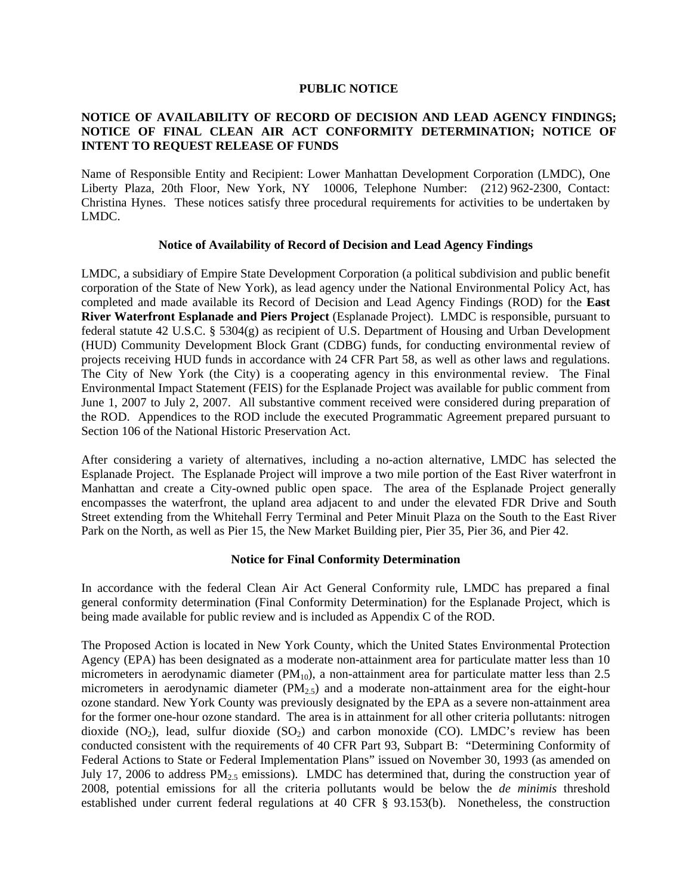# PUBLIC NOTICE

## NOTICE OF AVAILABILITY OF RECORD OF DECISION AND LEAD AGENCY FINDINGS; NOTICE OF FINAL CLEAN AIR ACT CONFORMITY DETERMINATION; NOTICE OF INTENT TO REQUEST RELEASE OF FUNDS

Name of Responsible Entity and Recipient: Lower Manhattan Development Corporation (LMDC), One Liberty Plaza, 20th Floor, New York, NY 10006, Telephone Number: (212) 962-2300, Contact: Christina Hynes. These notices satisfy three procedural requirements for activities to be undertaken by LMDC.

### Notice of Availability of Record of Decision and Lead Agency Findings

LMDC, a subsidiary of Empire State Development Corporation (a political subdivision and public benefit corporation of the State of New York), as lead agency under the National Environmental Policy Act, has completed and made available its Record of Decision and Lead Agency Findings (ROD) for the **East River Waterfront Esplanade and Piers Project** (Esplanade Project). LMDC is responsible, pursuant to federal statute 42 U.S.C. § 5304(g) as recipient of U.S. Department of Housing and Urban Development (HUD) Community Development Block Grant (CDBG) funds, for conducting environmental review of projects receiving HUD funds in accordance with 24 CFR Part 58, as well as other laws and regulations. The City of New York (the City) is a cooperating agency in this environmental review. The Final Environmental Impact Statement (FEIS) for the Esplanade Project was available for public comment from June 1, 2007 to July 2, 2007. All substantive comment received were considered during preparation of the ROD. Appendices to the ROD include the executed Programmatic Agreement prepared pursuant to Section 106 of the National Historic Preservation Act.

After considering a variety of alternatives, including a no-action alternative, LMDC has selected the Esplanade Project. The Esplanade Project will improve a two mile portion of the East River waterfront in Manhattan and create a City-owned public open space. The area of the Esplanade Project generally encompasses the waterfront, the upland area adjacent to and under the elevated FDR Drive and South Street extending from the Whitehall Ferry Terminal and Peter Minuit Plaza on the South to the East River Park on the North, as well as Pier 15, the New Market Building pier, Pier 35, Pier 36, and Pier 42.

### Notice for Final Conformity Determination

In accordance with the federal Clean Air Act General Conformity rule, LMDC has prepared a final general conformity determination (Final Conformity Determination) for the Esplanade Project, which is being made available for public review and is included as Appendix C of the ROD.

The Proposed Action is located in New York County, which the United States Environmental Protection Agency (EPA) has been designated as a moderate non-attainment area for particulate matter less than 10 micrometers in aerodynamic diameter ($PM_{10}$), a non-attainment area for particulate matter less than 2.5 micrometers in aerodynamic diameter ($PM_{2.5}$) and a moderate non-attainment area for the eight-hour ozone standard. New York County was previously designated by the EPA as a severe non-attainment area for the former one-hour ozone standard. The area is in attainment for all other criteria pollutants: nitrogen dioxide ($NO_2$), lead, sulfur dioxide ($SO_2$) and carbon monoxide (CO). LMDC's review has been conducted consistent with the requirements of 40 CFR Part 93, Subpart B: "Determining Conformity of Federal Actions to State or Federal Implementation Plans" issued on November 30, 1993 (as amended on July 17, 2006 to address $PM_{2.5}$ emissions). LMDC has determined that, during the construction year of 2008, potential emissions for all the criteria pollutants would be below the *de minimis* threshold established under current federal regulations at 40 CFR § 93.153(b). Nonetheless, the construction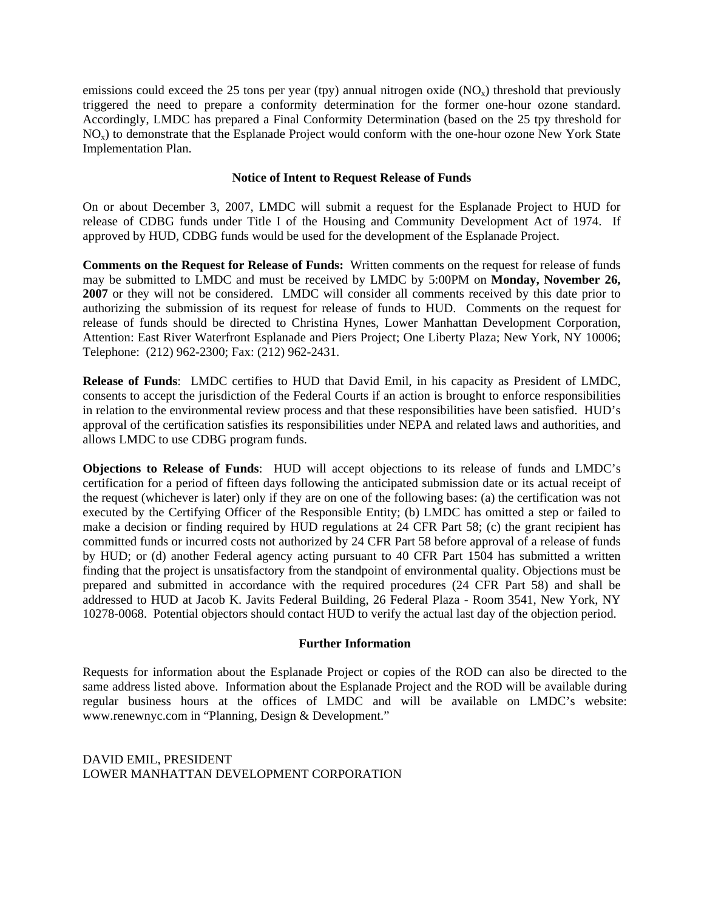emissions could exceed the 25 tons per year (tpy) annual nitrogen oxide ($NO_x$) threshold that previously triggered the need to prepare a conformity determination for the former one-hour ozone standard. Accordingly, LMDC has prepared a Final Conformity Determination (based on the 25 tpy threshold for $NO_x$) to demonstrate that the Esplanade Project would conform with the one-hour ozone New York State Implementation Plan.

### Notice of Intent to Request Release of Funds

On or about December 3, 2007, LMDC will submit a request for the Esplanade Project to HUD for release of CDBG funds under Title I of the Housing and Community Development Act of 1974. If approved by HUD, CDBG funds would be used for the development of the Esplanade Project.

**Comments on the Request for Release of Funds:** Written comments on the request for release of funds may be submitted to LMDC and must be received by LMDC by 5:00PM on **Monday, November 26, 2007** or they will not be considered. LMDC will consider all comments received by this date prior to authorizing the submission of its request for release of funds to HUD. Comments on the request for release of funds should be directed to Christina Hynes, Lower Manhattan Development Corporation, Attention: East River Waterfront Esplanade and Piers Project; One Liberty Plaza; New York, NY 10006; Telephone: (212) 962-2300; Fax: (212) 962-2431.

**Release of Funds**: LMDC certifies to HUD that David Emil, in his capacity as President of LMDC, consents to accept the jurisdiction of the Federal Courts if an action is brought to enforce responsibilities in relation to the environmental review process and that these responsibilities have been satisfied. HUD's approval of the certification satisfies its responsibilities under NEPA and related laws and authorities, and allows LMDC to use CDBG program funds.

**Objections to Release of Funds**: HUD will accept objections to its release of funds and LMDC's certification for a period of fifteen days following the anticipated submission date or its actual receipt of the request (whichever is later) only if they are on one of the following bases: (a) the certification was not executed by the Certifying Officer of the Responsible Entity; (b) LMDC has omitted a step or failed to make a decision or finding required by HUD regulations at 24 CFR Part 58; (c) the grant recipient has committed funds or incurred costs not authorized by 24 CFR Part 58 before approval of a release of funds by HUD; or (d) another Federal agency acting pursuant to 40 CFR Part 1504 has submitted a written finding that the project is unsatisfactory from the standpoint of environmental quality. Objections must be prepared and submitted in accordance with the required procedures (24 CFR Part 58) and shall be addressed to HUD at Jacob K. Javits Federal Building, 26 Federal Plaza - Room 3541, New York, NY 10278-0068. Potential objectors should contact HUD to verify the actual last day of the objection period.

### Further Information

Requests for information about the Esplanade Project or copies of the ROD can also be directed to the same address listed above. Information about the Esplanade Project and the ROD will be available during regular business hours at the offices of LMDC and will be available on LMDC's website: www.renewnyc.com in "Planning, Design & Development."

DAVID EMIL, PRESIDENT
LOWER MANHATTAN DEVELOPMENT CORPORATION